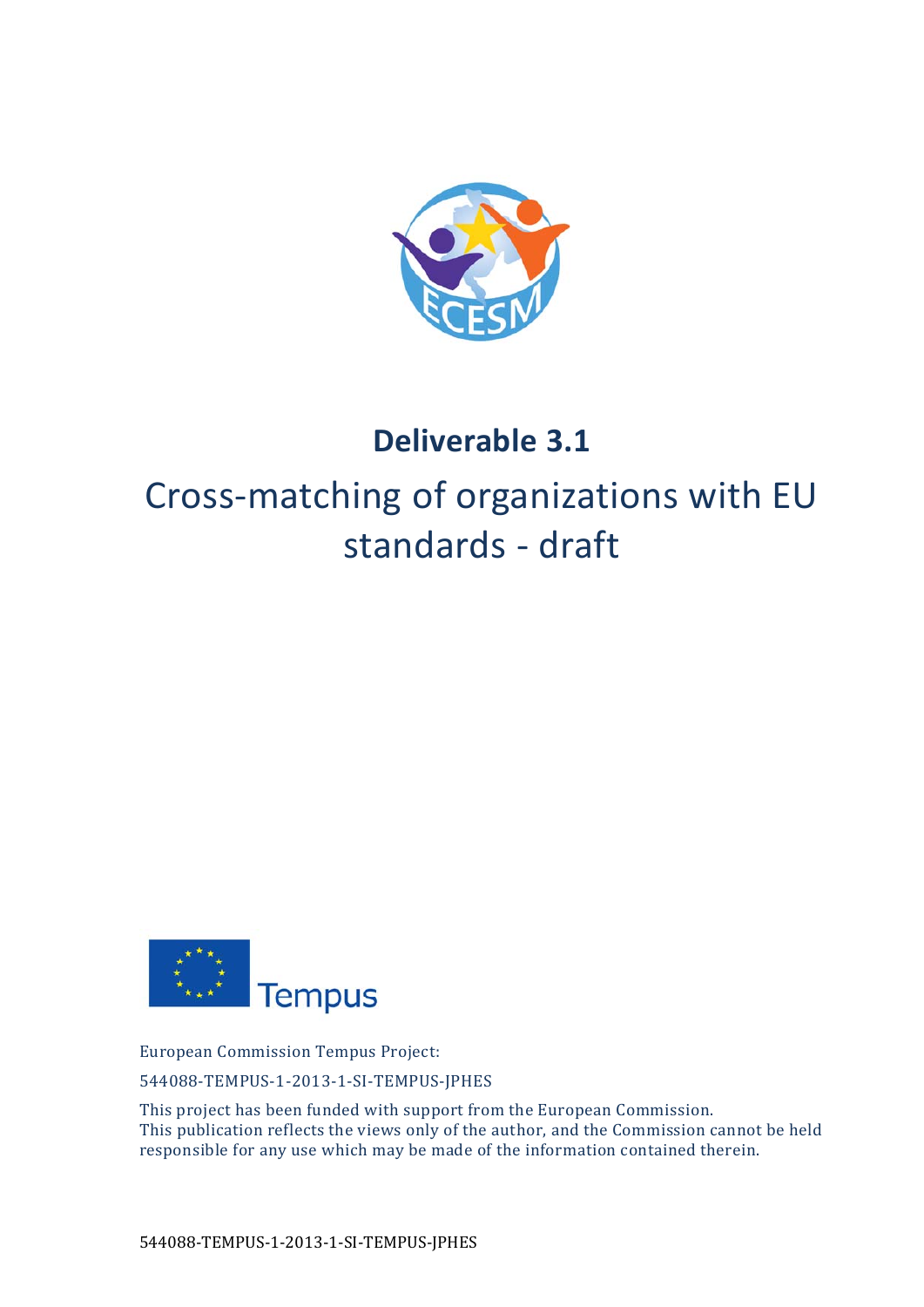# Deliverable 3.1

## Cross-matching of organizations with EU standards - draft

Tempus

European Commission Tempus Project:

544088-TEMPUS-1-2013-1-SI-TEMPUS-JPHES

This project has been funded with support from the European Commission.
This publication reflects the views only of the author, and the Commission cannot be held responsible for any use which may be made of the information contained therein.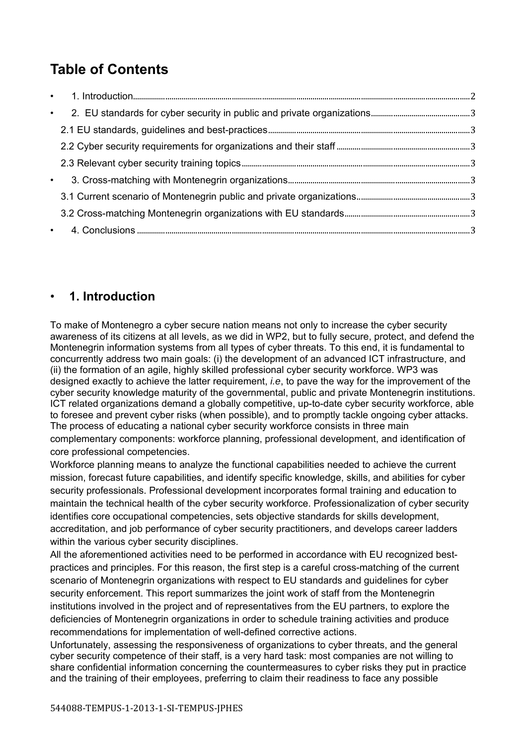# Table of Contents

- 1. Introduction ... 2
- 2. EU standards for cyber security in public and private organizations ... 3
  - 2.1 EU standards, guidelines and best-practices ... 3
  - 2.2 Cyber security requirements for organizations and their staff ... 3
  - 2.3 Relevant cyber security training topics ... 3
- 3. Cross-matching with Montenegrin organizations ... 3
  - 3.1 Current scenario of Montenegrin public and private organizations ... 3
  - 3.2 Cross-matching Montenegrin organizations with EU standards ... 3
- 4. Conclusions ... 3

## 1. Introduction

To make of Montenegro a cyber secure nation means not only to increase the cyber security awareness of its citizens at all levels, as we did in WP2, but to fully secure, protect, and defend the Montenegrin information systems from all types of cyber threats. To this end, it is fundamental to concurrently address two main goals: (i) the development of an advanced ICT infrastructure, and (ii) the formation of an agile, highly skilled professional cyber security workforce. WP3 was designed exactly to achieve the latter requirement, *i.e*, to pave the way for the improvement of the cyber security knowledge maturity of the governmental, public and private Montenegrin institutions. ICT related organizations demand a globally competitive, up-to-date cyber security workforce, able to foresee and prevent cyber risks (when possible), and to promptly tackle ongoing cyber attacks. The process of educating a national cyber security workforce consists in three main complementary components: workforce planning, professional development, and identification of core professional competencies.

Workforce planning means to analyze the functional capabilities needed to achieve the current mission, forecast future capabilities, and identify specific knowledge, skills, and abilities for cyber security professionals. Professional development incorporates formal training and education to maintain the technical health of the cyber security workforce. Professionalization of cyber security identifies core occupational competencies, sets objective standards for skills development, accreditation, and job performance of cyber security practitioners, and develops career ladders within the various cyber security disciplines.

All the aforementioned activities need to be performed in accordance with EU recognized best-practices and principles. For this reason, the first step is a careful cross-matching of the current scenario of Montenegrin organizations with respect to EU standards and guidelines for cyber security enforcement. This report summarizes the joint work of staff from the Montenegrin institutions involved in the project and of representatives from the EU partners, to explore the deficiencies of Montenegrin organizations in order to schedule training activities and produce recommendations for implementation of well-defined corrective actions.

Unfortunately, assessing the responsiveness of organizations to cyber threats, and the general cyber security competence of their staff, is a very hard task: most companies are not willing to share confidential information concerning the countermeasures to cyber risks they put in practice and the training of their employees, preferring to claim their readiness to face any possible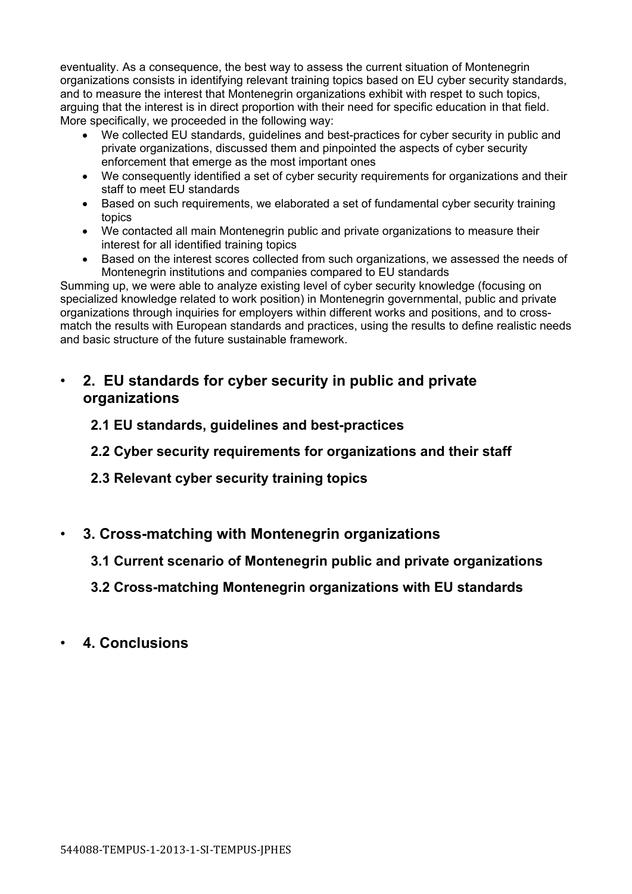eventuality. As a consequence, the best way to assess the current situation of Montenegrin organizations consists in identifying relevant training topics based on EU cyber security standards, and to measure the interest that Montenegrin organizations exhibit with respet to such topics, arguing that the interest is in direct proportion with their need for specific education in that field. More specifically, we proceeded in the following way:

- We collected EU standards, guidelines and best-practices for cyber security in public and private organizations, discussed them and pinpointed the aspects of cyber security enforcement that emerge as the most important ones
- We consequently identified a set of cyber security requirements for organizations and their staff to meet EU standards
- Based on such requirements, we elaborated a set of fundamental cyber security training topics
- We contacted all main Montenegrin public and private organizations to measure their interest for all identified training topics
- Based on the interest scores collected from such organizations, we assessed the needs of Montenegrin institutions and companies compared to EU standards

Summing up, we were able to analyze existing level of cyber security knowledge (focusing on specialized knowledge related to work position) in Montenegrin governmental, public and private organizations through inquiries for employers within different works and positions, and to cross-match the results with European standards and practices, using the results to define realistic needs and basic structure of the future sustainable framework.

- **2. EU standards for cyber security in public and private organizations**
  - **2.1 EU standards, guidelines and best-practices**
  - **2.2 Cyber security requirements for organizations and their staff**
  - **2.3 Relevant cyber security training topics**
- **3. Cross-matching with Montenegrin organizations**
  - **3.1 Current scenario of Montenegrin public and private organizations**
  - **3.2 Cross-matching Montenegrin organizations with EU standards**
- **4. Conclusions**